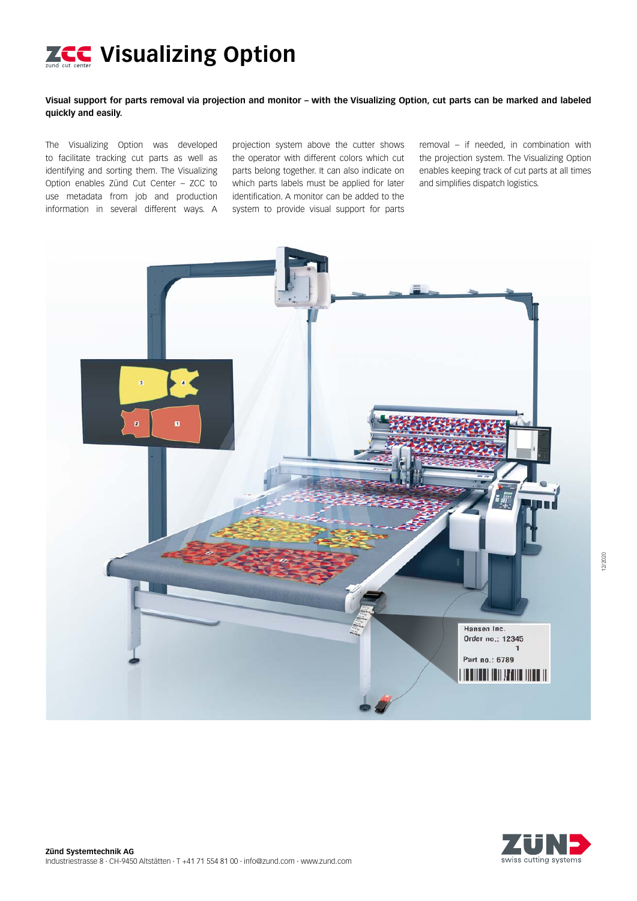# ZCC Visualizing Option

**Visual support for parts removal via projection and monitor – with the Visualizing Option, cut parts can be marked and labeled quickly and easily.**

The Visualizing Option was developed to facilitate tracking cut parts as well as identifying and sorting them. The Visualizing Option enables Zünd Cut Center – ZCC to use metadata from job and production information in several different ways. A projection system above the cutter shows the operator with different colors which cut parts belong together. It can also indicate on which parts labels must be applied for later identification. A monitor can be added to the system to provide visual support for parts removal – if needed, in combination with the projection system. The Visualizing Option enables keeping track of cut parts at all times and simplifies dispatch logistics.

**Zünd Systemtechnik AG**
Industriestrasse 8 · CH-9450 Altstätten · T +41 71 554 81 00 · info@zund.com · www.zund.com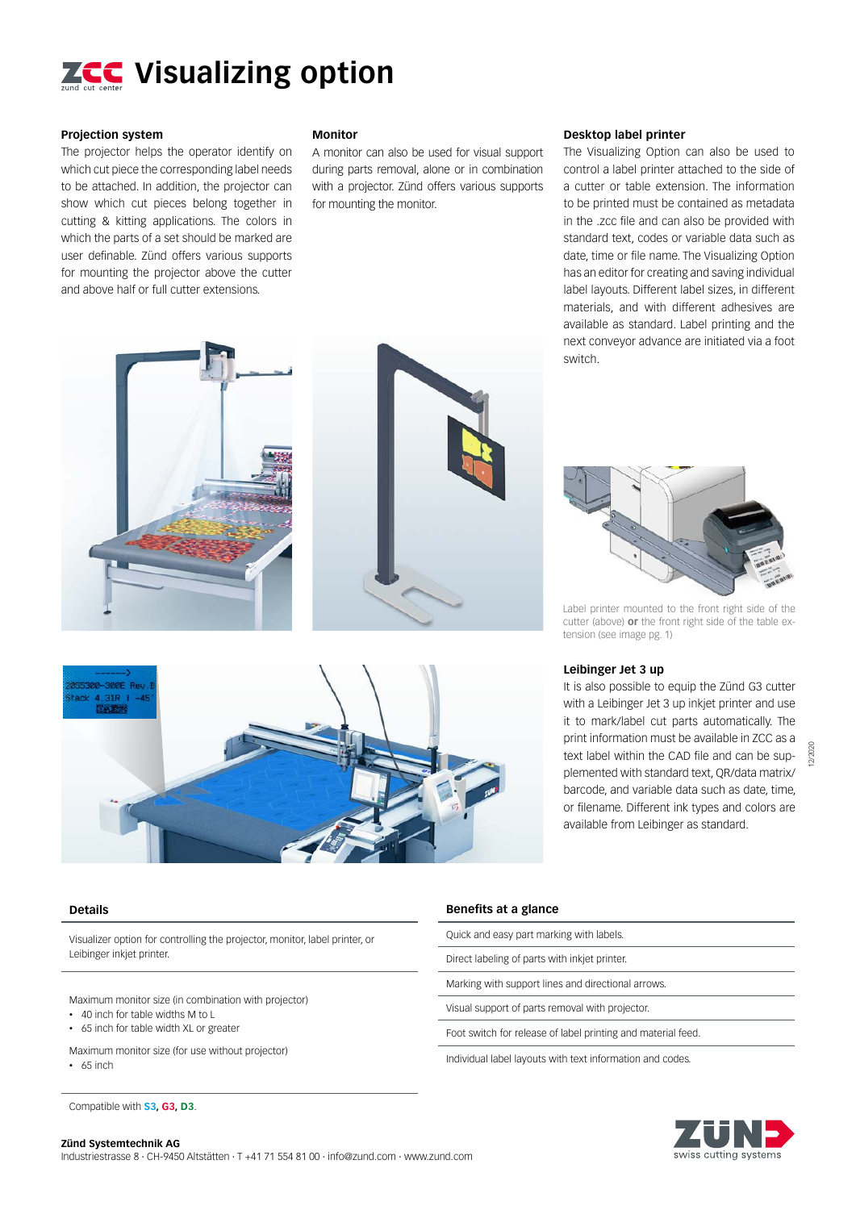# ZCC Visualizing option

### Projection system

The projector helps the operator identify on which cut piece the corresponding label needs to be attached. In addition, the projector can show which cut pieces belong together in cutting & kitting applications. The colors in which the parts of a set should be marked are user definable. Zünd offers various supports for mounting the projector above the cutter and above half or full cutter extensions.

### Monitor

A monitor can also be used for visual support during parts removal, alone or in combination with a projector. Zünd offers various supports for mounting the monitor.

### Desktop label printer

The Visualizing Option can also be used to control a label printer attached to the side of a cutter or table extension. The information to be printed must be contained as metadata in the .zcc file and can also be provided with standard text, codes or variable data such as date, time or file name. The Visualizing Option has an editor for creating and saving individual label layouts. Different label sizes, in different materials, and with different adhesives are available as standard. Label printing and the next conveyor advance are initiated via a foot switch.

Label printer mounted to the front right side of the cutter (above) **or** the front right side of the table extension (see image pg. 1)

### Leibinger Jet 3 up

It is also possible to equip the Zünd G3 cutter with a Leibinger Jet 3 up inkjet printer and use it to mark/label cut parts automatically. The print information must be available in ZCC as a text label within the CAD file and can be supplemented with standard text, QR/data matrix/ barcode, and variable data such as date, time, or filename. Different ink types and colors are available from Leibinger as standard.

### Details

Visualizer option for controlling the projector, monitor, label printer, or Leibinger inkjet printer.

Maximum monitor size (in combination with projector)
- 40 inch for table widths M to L
- 65 inch for table width XL or greater

Maximum monitor size (for use without projector)
- 65 inch

Compatible with **S3**, **G3**, **D3**.

### Benefits at a glance

- Quick and easy part marking with labels.
- Direct labeling of parts with inkjet printer.
- Marking with support lines and directional arrows.
- Visual support of parts removal with projector.
- Foot switch for release of label printing and material feed.
- Individual label layouts with text information and codes.

**Zünd Systemtechnik AG**
Industriestrasse 8 · CH-9450 Altstätten · T +41 71 554 81 00 · info@zund.com · www.zund.com

12/2020